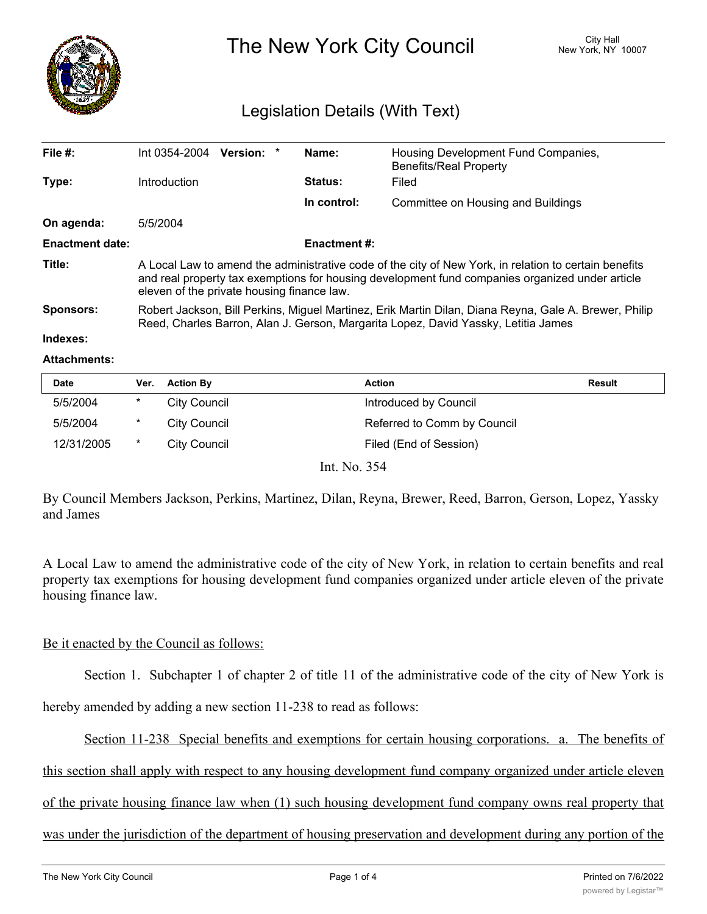# The New York City Council

City Hall
New York, NY 10007

## Legislation Details (With Text)

| | | | |
|---|---|---|---|
| **File #:** | Int 0354-2004 **Version:** * | **Name:** | Housing Development Fund Companies, Benefits/Real Property |
| **Type:** | Introduction | **Status:** | Filed |
| | | **In control:** | Committee on Housing and Buildings |
| **On agenda:** | 5/5/2004 | | |
| **Enactment date:** | | **Enactment #:** | |

**Title:** A Local Law to amend the administrative code of the city of New York, in relation to certain benefits and real property tax exemptions for housing development fund companies organized under article eleven of the private housing finance law.

**Sponsors:** Robert Jackson, Bill Perkins, Miguel Martinez, Erik Martin Dilan, Diana Reyna, Gale A. Brewer, Philip Reed, Charles Barron, Alan J. Gerson, Margarita Lopez, David Yassky, Letitia James

**Indexes:**

**Attachments:**

| Date | Ver. | Action By | Action | Result |
|---|---|---|---|---|
| 5/5/2004 | * | City Council | Introduced by Council | |
| 5/5/2004 | * | City Council | Referred to Comm by Council | |
| 12/31/2005 | * | City Council | Filed (End of Session) | |

Int. No. 354

By Council Members Jackson, Perkins, Martinez, Dilan, Reyna, Brewer, Reed, Barron, Gerson, Lopez, Yassky and James

A Local Law to amend the administrative code of the city of New York, in relation to certain benefits and real property tax exemptions for housing development fund companies organized under article eleven of the private housing finance law.

Be it enacted by the Council as follows:

Section 1. Subchapter 1 of chapter 2 of title 11 of the administrative code of the city of New York is hereby amended by adding a new section 11-238 to read as follows:

Section 11-238 Special benefits and exemptions for certain housing corporations. a. The benefits of this section shall apply with respect to any housing development fund company organized under article eleven of the private housing finance law when (1) such housing development fund company owns real property that was under the jurisdiction of the department of housing preservation and development during any portion of the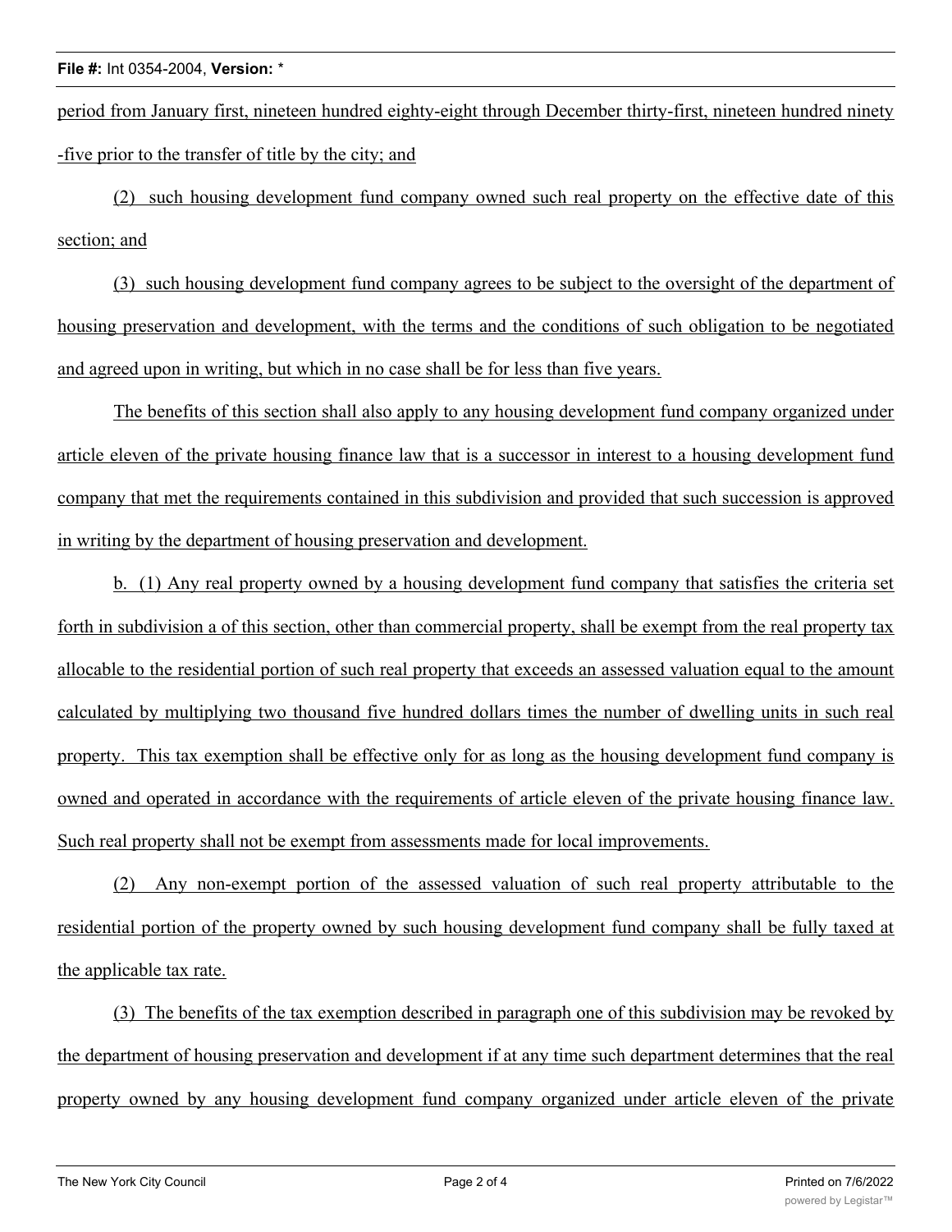period from January first, nineteen hundred eighty-eight through December thirty-first, nineteen hundred ninety -five prior to the transfer of title by the city; and

(2) such housing development fund company owned such real property on the effective date of this section; and

(3) such housing development fund company agrees to be subject to the oversight of the department of housing preservation and development, with the terms and the conditions of such obligation to be negotiated and agreed upon in writing, but which in no case shall be for less than five years.

The benefits of this section shall also apply to any housing development fund company organized under article eleven of the private housing finance law that is a successor in interest to a housing development fund company that met the requirements contained in this subdivision and provided that such succession is approved in writing by the department of housing preservation and development.

b. (1) Any real property owned by a housing development fund company that satisfies the criteria set forth in subdivision a of this section, other than commercial property, shall be exempt from the real property tax allocable to the residential portion of such real property that exceeds an assessed valuation equal to the amount calculated by multiplying two thousand five hundred dollars times the number of dwelling units in such real property. This tax exemption shall be effective only for as long as the housing development fund company is owned and operated in accordance with the requirements of article eleven of the private housing finance law. Such real property shall not be exempt from assessments made for local improvements.

(2) Any non-exempt portion of the assessed valuation of such real property attributable to the residential portion of the property owned by such housing development fund company shall be fully taxed at the applicable tax rate.

(3) The benefits of the tax exemption described in paragraph one of this subdivision may be revoked by the department of housing preservation and development if at any time such department determines that the real property owned by any housing development fund company organized under article eleven of the private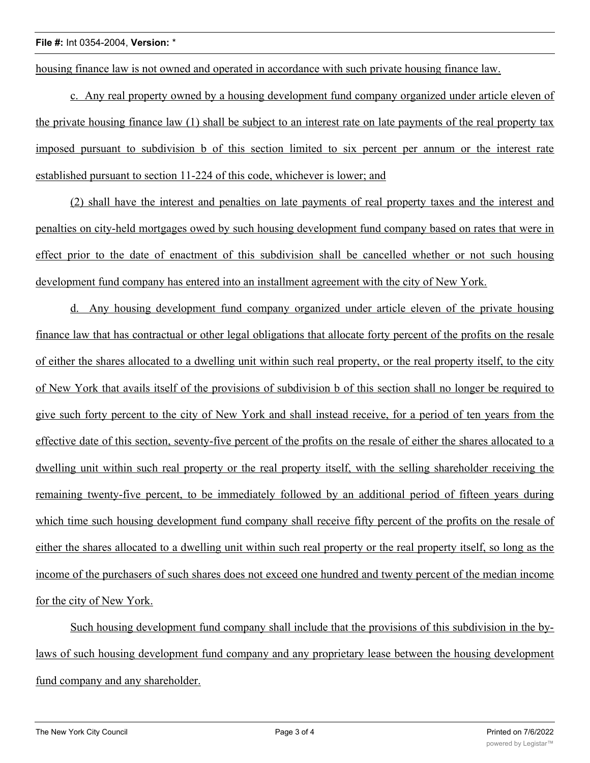housing finance law is not owned and operated in accordance with such private housing finance law.

c. Any real property owned by a housing development fund company organized under article eleven of the private housing finance law (1) shall be subject to an interest rate on late payments of the real property tax imposed pursuant to subdivision b of this section limited to six percent per annum or the interest rate established pursuant to section 11-224 of this code, whichever is lower; and

(2) shall have the interest and penalties on late payments of real property taxes and the interest and penalties on city-held mortgages owed by such housing development fund company based on rates that were in effect prior to the date of enactment of this subdivision shall be cancelled whether or not such housing development fund company has entered into an installment agreement with the city of New York.

d. Any housing development fund company organized under article eleven of the private housing finance law that has contractual or other legal obligations that allocate forty percent of the profits on the resale of either the shares allocated to a dwelling unit within such real property, or the real property itself, to the city of New York that avails itself of the provisions of subdivision b of this section shall no longer be required to give such forty percent to the city of New York and shall instead receive, for a period of ten years from the effective date of this section, seventy-five percent of the profits on the resale of either the shares allocated to a dwelling unit within such real property or the real property itself, with the selling shareholder receiving the remaining twenty-five percent, to be immediately followed by an additional period of fifteen years during which time such housing development fund company shall receive fifty percent of the profits on the resale of either the shares allocated to a dwelling unit within such real property or the real property itself, so long as the income of the purchasers of such shares does not exceed one hundred and twenty percent of the median income for the city of New York.

Such housing development fund company shall include that the provisions of this subdivision in the by-laws of such housing development fund company and any proprietary lease between the housing development fund company and any shareholder.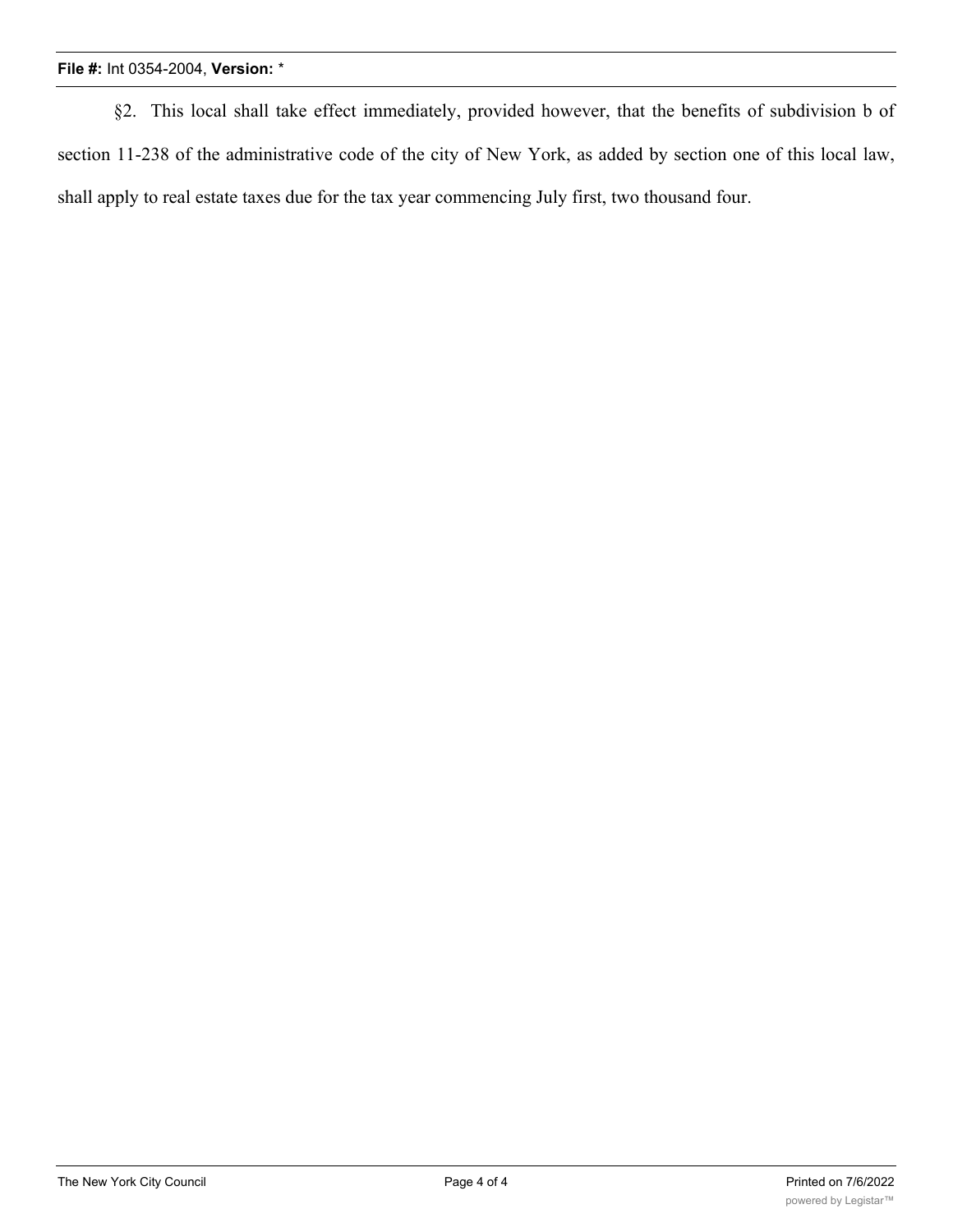§2. This local shall take effect immediately, provided however, that the benefits of subdivision b of section 11-238 of the administrative code of the city of New York, as added by section one of this local law, shall apply to real estate taxes due for the tax year commencing July first, two thousand four.